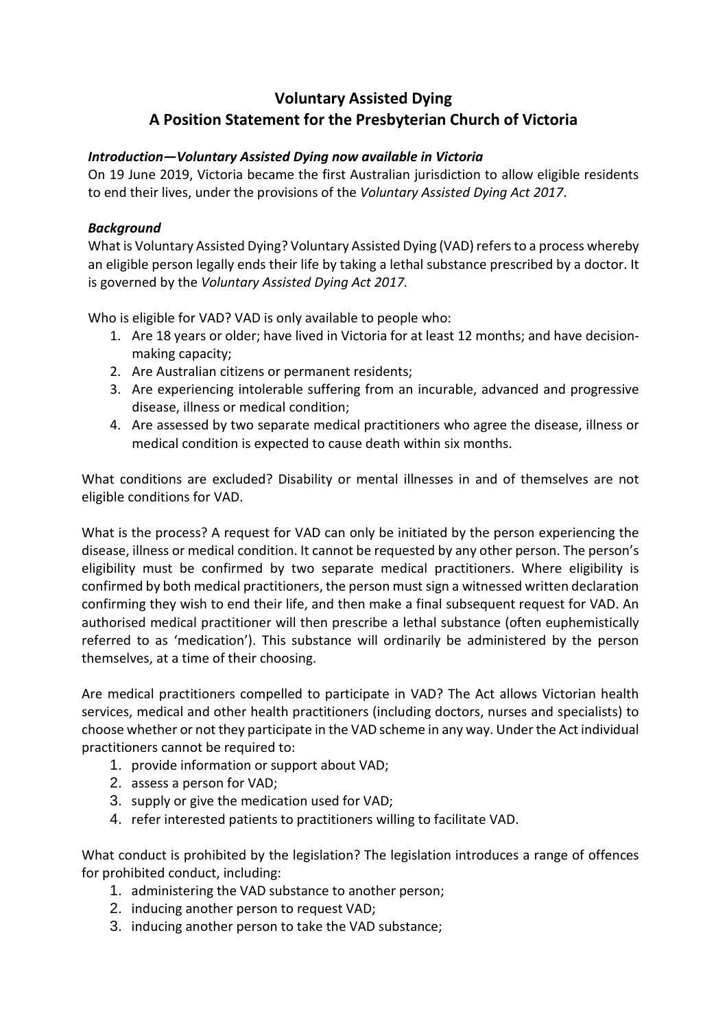# Voluntary Assisted Dying
# A Position Statement for the Presbyterian Church of Victoria

***Introduction—Voluntary Assisted Dying now available in Victoria***

On 19 June 2019, Victoria became the first Australian jurisdiction to allow eligible residents to end their lives, under the provisions of the *Voluntary Assisted Dying Act 2017*.

***Background***

What is Voluntary Assisted Dying? Voluntary Assisted Dying (VAD) refers to a process whereby an eligible person legally ends their life by taking a lethal substance prescribed by a doctor. It is governed by the *Voluntary Assisted Dying Act 2017.*

Who is eligible for VAD? VAD is only available to people who:

1. Are 18 years or older; have lived in Victoria for at least 12 months; and have decision-making capacity;
2. Are Australian citizens or permanent residents;
3. Are experiencing intolerable suffering from an incurable, advanced and progressive disease, illness or medical condition;
4. Are assessed by two separate medical practitioners who agree the disease, illness or medical condition is expected to cause death within six months.

What conditions are excluded? Disability or mental illnesses in and of themselves are not eligible conditions for VAD.

What is the process? A request for VAD can only be initiated by the person experiencing the disease, illness or medical condition. It cannot be requested by any other person. The person's eligibility must be confirmed by two separate medical practitioners. Where eligibility is confirmed by both medical practitioners, the person must sign a witnessed written declaration confirming they wish to end their life, and then make a final subsequent request for VAD. An authorised medical practitioner will then prescribe a lethal substance (often euphemistically referred to as 'medication'). This substance will ordinarily be administered by the person themselves, at a time of their choosing.

Are medical practitioners compelled to participate in VAD? The Act allows Victorian health services, medical and other health practitioners (including doctors, nurses and specialists) to choose whether or not they participate in the VAD scheme in any way. Under the Act individual practitioners cannot be required to:

1. provide information or support about VAD;
2. assess a person for VAD;
3. supply or give the medication used for VAD;
4. refer interested patients to practitioners willing to facilitate VAD.

What conduct is prohibited by the legislation? The legislation introduces a range of offences for prohibited conduct, including:

1. administering the VAD substance to another person;
2. inducing another person to request VAD;
3. inducing another person to take the VAD substance;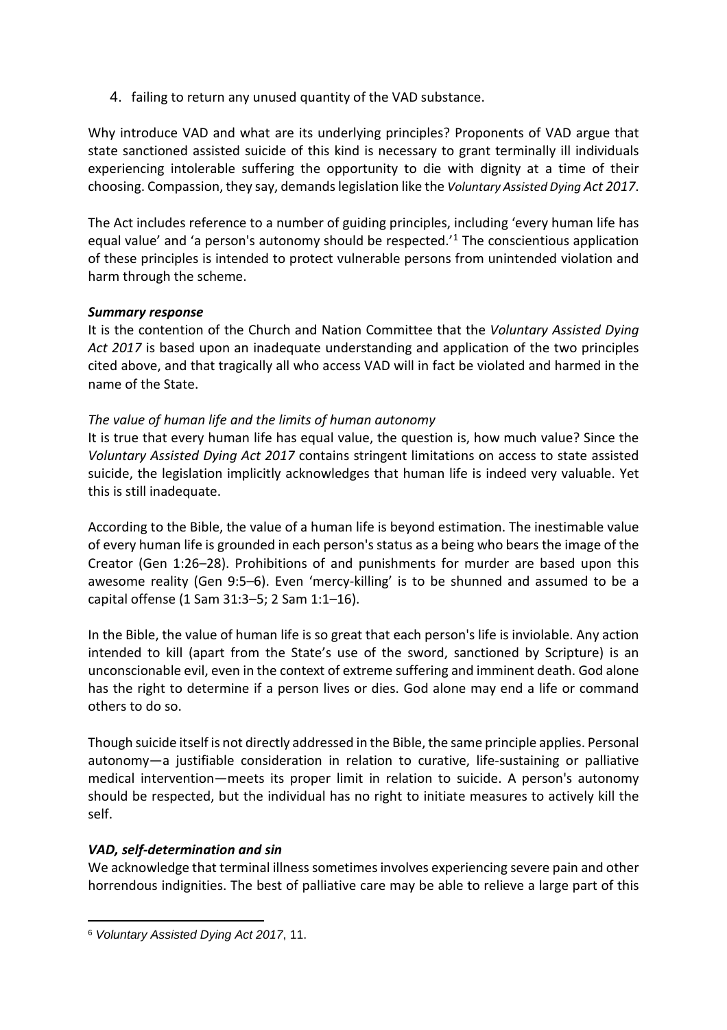4. failing to return any unused quantity of the VAD substance.

Why introduce VAD and what are its underlying principles? Proponents of VAD argue that state sanctioned assisted suicide of this kind is necessary to grant terminally ill individuals experiencing intolerable suffering the opportunity to die with dignity at a time of their choosing. Compassion, they say, demands legislation like the *Voluntary Assisted Dying Act 2017*.

The Act includes reference to a number of guiding principles, including 'every human life has equal value' and 'a person's autonomy should be respected.'[1] The conscientious application of these principles is intended to protect vulnerable persons from unintended violation and harm through the scheme.

***Summary response***

It is the contention of the Church and Nation Committee that the *Voluntary Assisted Dying Act 2017* is based upon an inadequate understanding and application of the two principles cited above, and that tragically all who access VAD will in fact be violated and harmed in the name of the State.

*The value of human life and the limits of human autonomy*

It is true that every human life has equal value, the question is, how much value? Since the *Voluntary Assisted Dying Act 2017* contains stringent limitations on access to state assisted suicide, the legislation implicitly acknowledges that human life is indeed very valuable. Yet this is still inadequate.

According to the Bible, the value of a human life is beyond estimation. The inestimable value of every human life is grounded in each person's status as a being who bears the image of the Creator (Gen 1:26–28). Prohibitions of and punishments for murder are based upon this awesome reality (Gen 9:5–6). Even 'mercy-killing' is to be shunned and assumed to be a capital offense (1 Sam 31:3–5; 2 Sam 1:1–16).

In the Bible, the value of human life is so great that each person's life is inviolable. Any action intended to kill (apart from the State's use of the sword, sanctioned by Scripture) is an unconscionable evil, even in the context of extreme suffering and imminent death. God alone has the right to determine if a person lives or dies. God alone may end a life or command others to do so.

Though suicide itself is not directly addressed in the Bible, the same principle applies. Personal autonomy—a justifiable consideration in relation to curative, life-sustaining or palliative medical intervention—meets its proper limit in relation to suicide. A person's autonomy should be respected, but the individual has no right to initiate measures to actively kill the self.

***VAD, self-determination and sin***

We acknowledge that terminal illness sometimes involves experiencing severe pain and other horrendous indignities. The best of palliative care may be able to relieve a large part of this

[6] *Voluntary Assisted Dying Act 2017*, 11.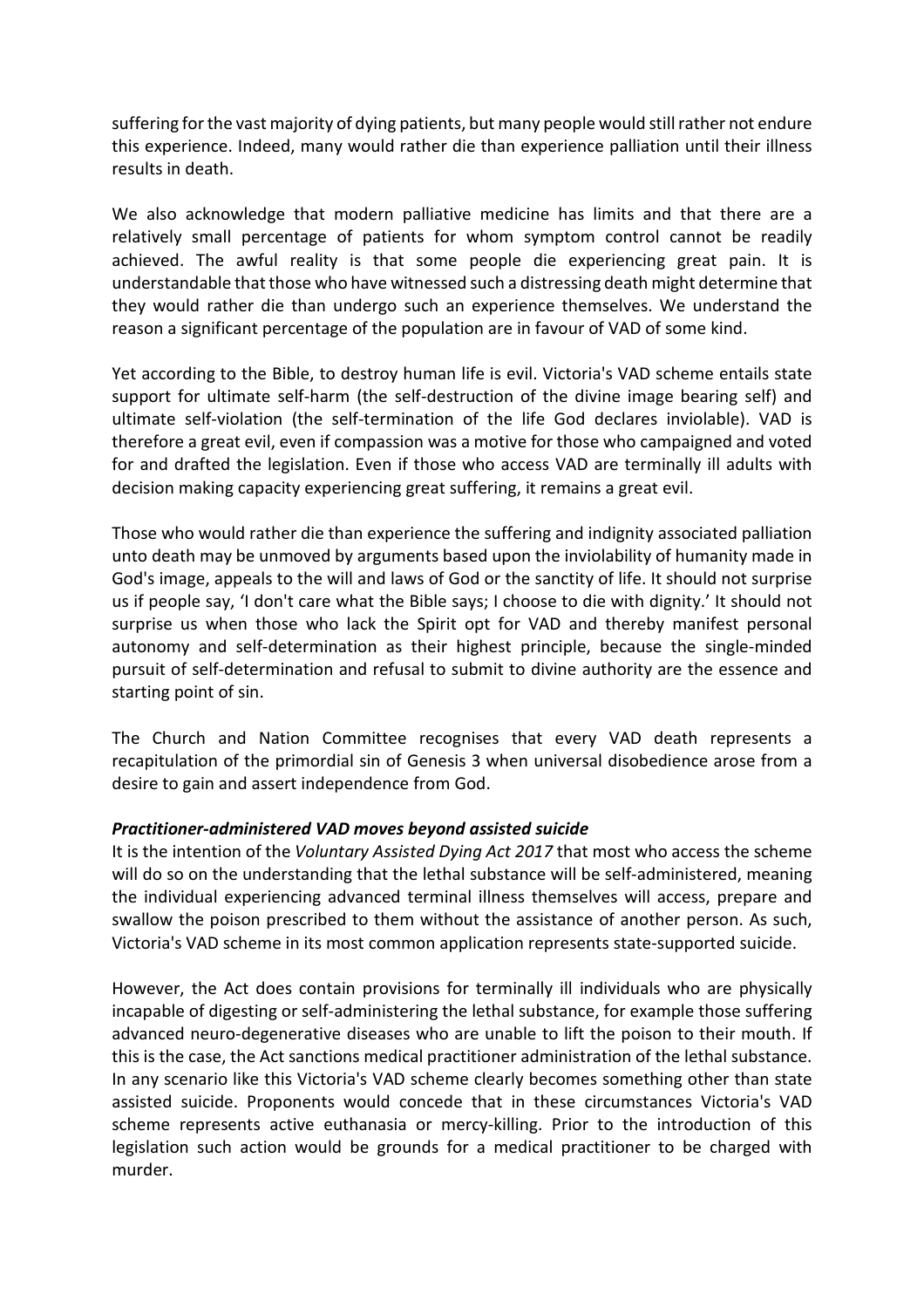suffering for the vast majority of dying patients, but many people would still rather not endure this experience. Indeed, many would rather die than experience palliation until their illness results in death.

We also acknowledge that modern palliative medicine has limits and that there are a relatively small percentage of patients for whom symptom control cannot be readily achieved. The awful reality is that some people die experiencing great pain. It is understandable that those who have witnessed such a distressing death might determine that they would rather die than undergo such an experience themselves. We understand the reason a significant percentage of the population are in favour of VAD of some kind.

Yet according to the Bible, to destroy human life is evil. Victoria's VAD scheme entails state support for ultimate self-harm (the self-destruction of the divine image bearing self) and ultimate self-violation (the self-termination of the life God declares inviolable). VAD is therefore a great evil, even if compassion was a motive for those who campaigned and voted for and drafted the legislation. Even if those who access VAD are terminally ill adults with decision making capacity experiencing great suffering, it remains a great evil.

Those who would rather die than experience the suffering and indignity associated palliation unto death may be unmoved by arguments based upon the inviolability of humanity made in God's image, appeals to the will and laws of God or the sanctity of life. It should not surprise us if people say, 'I don't care what the Bible says; I choose to die with dignity.' It should not surprise us when those who lack the Spirit opt for VAD and thereby manifest personal autonomy and self-determination as their highest principle, because the single-minded pursuit of self-determination and refusal to submit to divine authority are the essence and starting point of sin.

The Church and Nation Committee recognises that every VAD death represents a recapitulation of the primordial sin of Genesis 3 when universal disobedience arose from a desire to gain and assert independence from God.

***Practitioner-administered VAD moves beyond assisted suicide***

It is the intention of the *Voluntary Assisted Dying Act 2017* that most who access the scheme will do so on the understanding that the lethal substance will be self-administered, meaning the individual experiencing advanced terminal illness themselves will access, prepare and swallow the poison prescribed to them without the assistance of another person. As such, Victoria's VAD scheme in its most common application represents state-supported suicide.

However, the Act does contain provisions for terminally ill individuals who are physically incapable of digesting or self-administering the lethal substance, for example those suffering advanced neuro-degenerative diseases who are unable to lift the poison to their mouth. If this is the case, the Act sanctions medical practitioner administration of the lethal substance. In any scenario like this Victoria's VAD scheme clearly becomes something other than state assisted suicide. Proponents would concede that in these circumstances Victoria's VAD scheme represents active euthanasia or mercy-killing. Prior to the introduction of this legislation such action would be grounds for a medical practitioner to be charged with murder.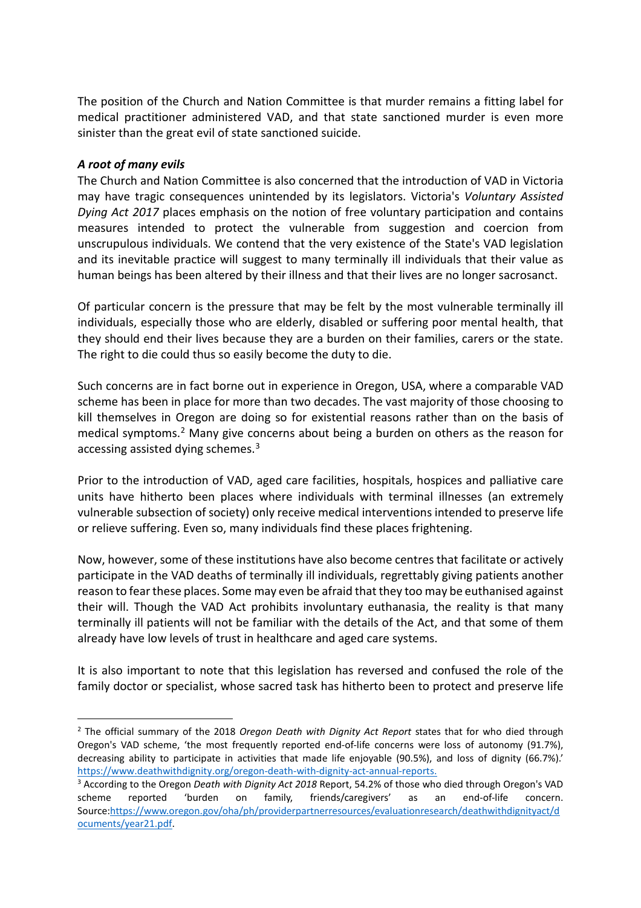The position of the Church and Nation Committee is that murder remains a fitting label for medical practitioner administered VAD, and that state sanctioned murder is even more sinister than the great evil of state sanctioned suicide.

### *A root of many evils*

The Church and Nation Committee is also concerned that the introduction of VAD in Victoria may have tragic consequences unintended by its legislators. Victoria's *Voluntary Assisted Dying Act 2017* places emphasis on the notion of free voluntary participation and contains measures intended to protect the vulnerable from suggestion and coercion from unscrupulous individuals. We contend that the very existence of the State's VAD legislation and its inevitable practice will suggest to many terminally ill individuals that their value as human beings has been altered by their illness and that their lives are no longer sacrosanct.

Of particular concern is the pressure that may be felt by the most vulnerable terminally ill individuals, especially those who are elderly, disabled or suffering poor mental health, that they should end their lives because they are a burden on their families, carers or the state. The right to die could thus so easily become the duty to die.

Such concerns are in fact borne out in experience in Oregon, USA, where a comparable VAD scheme has been in place for more than two decades. The vast majority of those choosing to kill themselves in Oregon are doing so for existential reasons rather than on the basis of medical symptoms.[2] Many give concerns about being a burden on others as the reason for accessing assisted dying schemes.[3]

Prior to the introduction of VAD, aged care facilities, hospitals, hospices and palliative care units have hitherto been places where individuals with terminal illnesses (an extremely vulnerable subsection of society) only receive medical interventions intended to preserve life or relieve suffering. Even so, many individuals find these places frightening.

Now, however, some of these institutions have also become centres that facilitate or actively participate in the VAD deaths of terminally ill individuals, regrettably giving patients another reason to fear these places. Some may even be afraid that they too may be euthanised against their will. Though the VAD Act prohibits involuntary euthanasia, the reality is that many terminally ill patients will not be familiar with the details of the Act, and that some of them already have low levels of trust in healthcare and aged care systems.

It is also important to note that this legislation has reversed and confused the role of the family doctor or specialist, whose sacred task has hitherto been to protect and preserve life

---

[2] The official summary of the 2018 *Oregon Death with Dignity Act Report* states that for who died through Oregon's VAD scheme, 'the most frequently reported end-of-life concerns were loss of autonomy (91.7%), decreasing ability to participate in activities that made life enjoyable (90.5%), and loss of dignity (66.7%).' https://www.deathwithdignity.org/oregon-death-with-dignity-act-annual-reports.

[3] According to the Oregon *Death with Dignity Act 2018* Report, 54.2% of those who died through Oregon's VAD scheme reported 'burden on family, friends/caregivers' as an end-of-life concern. Source:https://www.oregon.gov/oha/ph/providerpartnerresources/evaluationresearch/deathwithdignityact/documents/year21.pdf.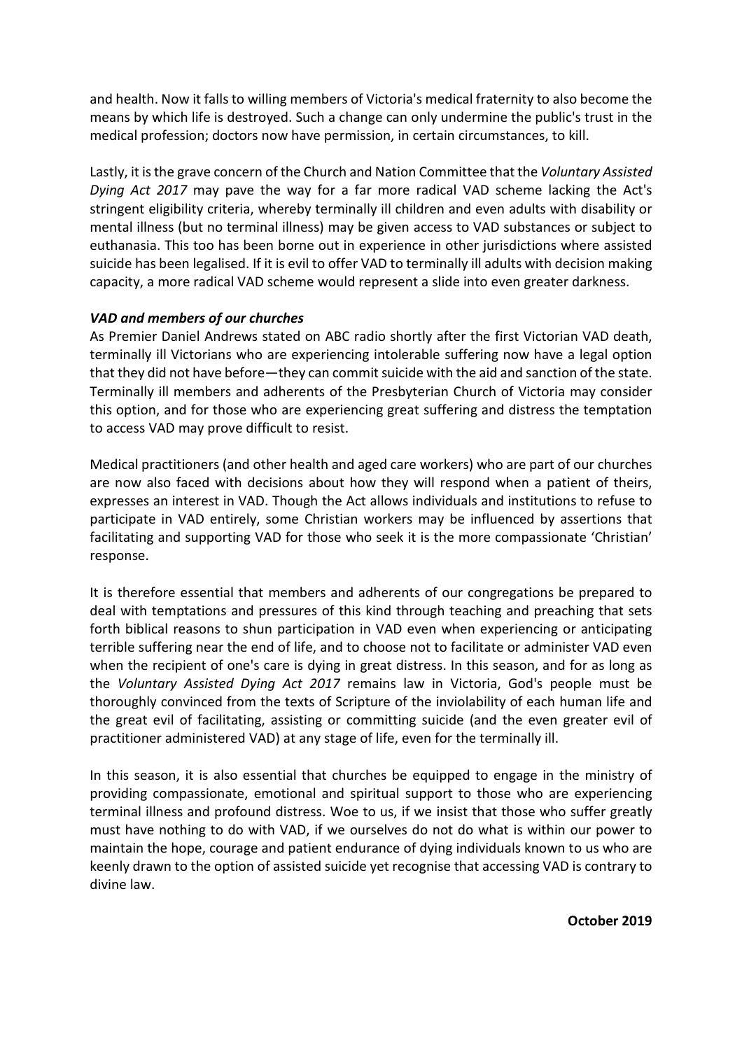and health. Now it falls to willing members of Victoria's medical fraternity to also become the means by which life is destroyed. Such a change can only undermine the public's trust in the medical profession; doctors now have permission, in certain circumstances, to kill.

Lastly, it is the grave concern of the Church and Nation Committee that the *Voluntary Assisted Dying Act 2017* may pave the way for a far more radical VAD scheme lacking the Act's stringent eligibility criteria, whereby terminally ill children and even adults with disability or mental illness (but no terminal illness) may be given access to VAD substances or subject to euthanasia. This too has been borne out in experience in other jurisdictions where assisted suicide has been legalised. If it is evil to offer VAD to terminally ill adults with decision making capacity, a more radical VAD scheme would represent a slide into even greater darkness.

### *VAD and members of our churches*

As Premier Daniel Andrews stated on ABC radio shortly after the first Victorian VAD death, terminally ill Victorians who are experiencing intolerable suffering now have a legal option that they did not have before—they can commit suicide with the aid and sanction of the state. Terminally ill members and adherents of the Presbyterian Church of Victoria may consider this option, and for those who are experiencing great suffering and distress the temptation to access VAD may prove difficult to resist.

Medical practitioners (and other health and aged care workers) who are part of our churches are now also faced with decisions about how they will respond when a patient of theirs, expresses an interest in VAD. Though the Act allows individuals and institutions to refuse to participate in VAD entirely, some Christian workers may be influenced by assertions that facilitating and supporting VAD for those who seek it is the more compassionate 'Christian' response.

It is therefore essential that members and adherents of our congregations be prepared to deal with temptations and pressures of this kind through teaching and preaching that sets forth biblical reasons to shun participation in VAD even when experiencing or anticipating terrible suffering near the end of life, and to choose not to facilitate or administer VAD even when the recipient of one's care is dying in great distress. In this season, and for as long as the *Voluntary Assisted Dying Act 2017* remains law in Victoria, God's people must be thoroughly convinced from the texts of Scripture of the inviolability of each human life and the great evil of facilitating, assisting or committing suicide (and the even greater evil of practitioner administered VAD) at any stage of life, even for the terminally ill.

In this season, it is also essential that churches be equipped to engage in the ministry of providing compassionate, emotional and spiritual support to those who are experiencing terminal illness and profound distress. Woe to us, if we insist that those who suffer greatly must have nothing to do with VAD, if we ourselves do not do what is within our power to maintain the hope, courage and patient endurance of dying individuals known to us who are keenly drawn to the option of assisted suicide yet recognise that accessing VAD is contrary to divine law.

**October 2019**